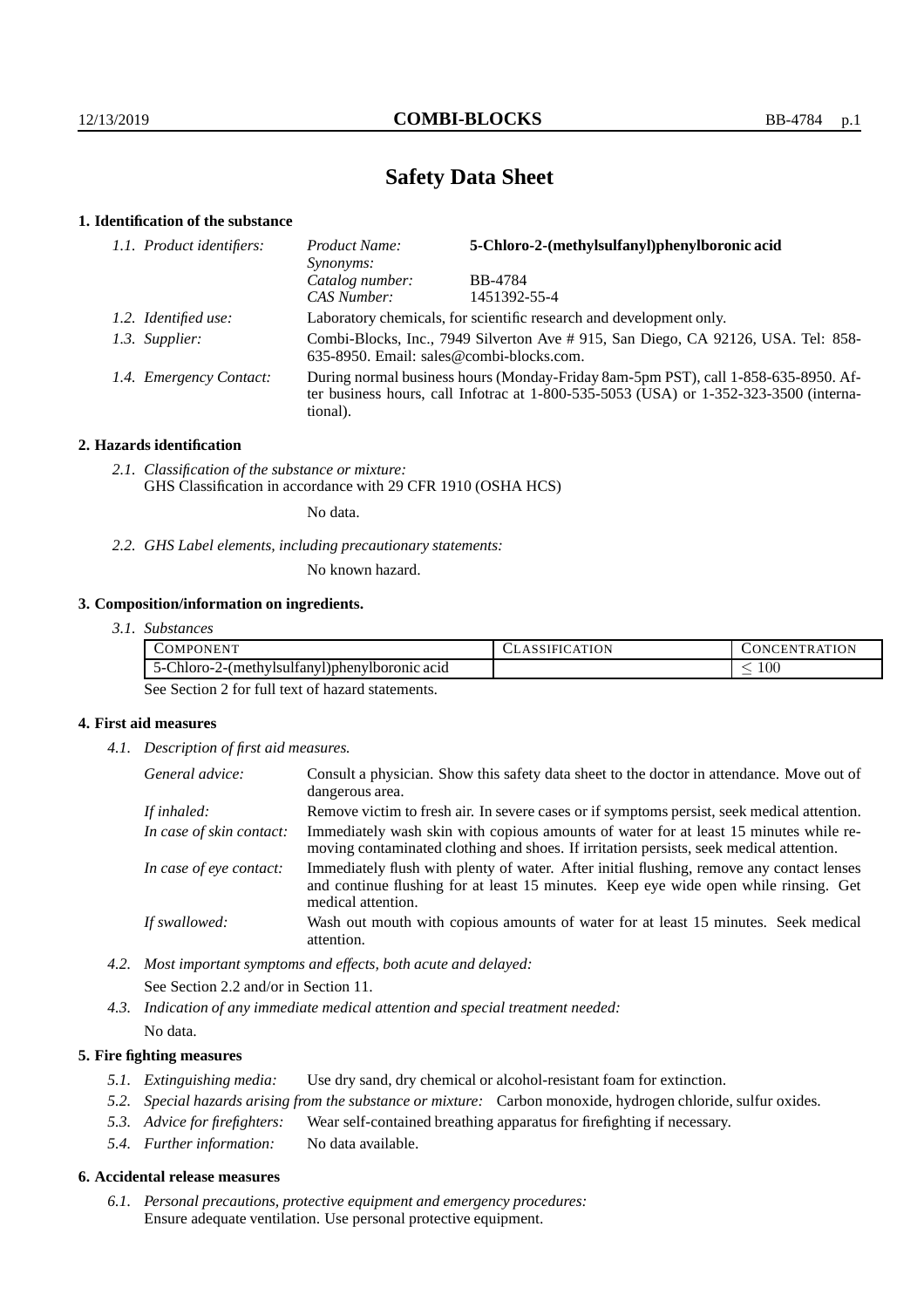# Safety Data Sheet

## 1. Identification of the substance

*1.1. Product identifiers:*

| | |
|---|---|
| *Product Name:* | **5-Chloro-2-(methylsulfanyl)phenylboronic acid** |
| *Synonyms:* | |
| *Catalog number:* | BB-4784 |
| *CAS Number:* | 1451392-55-4 |

*1.2. Identified use:* Laboratory chemicals, for scientific research and development only.

*1.3. Supplier:* Combi-Blocks, Inc., 7949 Silverton Ave # 915, San Diego, CA 92126, USA. Tel: 858-635-8950. Email: sales@combi-blocks.com.

*1.4. Emergency Contact:* During normal business hours (Monday-Friday 8am-5pm PST), call 1-858-635-8950. After business hours, call Infotrac at 1-800-535-5053 (USA) or 1-352-323-3500 (international).

## 2. Hazards identification

*2.1. Classification of the substance or mixture:*
GHS Classification in accordance with 29 CFR 1910 (OSHA HCS)

No data.

*2.2. GHS Label elements, including precautionary statements:*

No known hazard.

## 3. Composition/information on ingredients.

*3.1. Substances*

| COMPONENT | CLASSIFICATION | CONCENTRATION |
|---|---|---|
| 5-Chloro-2-(methylsulfanyl)phenylboronic acid | | $\leq 100$ |

See Section 2 for full text of hazard statements.

## 4. First aid measures

*4.1. Description of first aid measures.*

| | |
|---|---|
| *General advice:* | Consult a physician. Show this safety data sheet to the doctor in attendance. Move out of dangerous area. |
| *If inhaled:* | Remove victim to fresh air. In severe cases or if symptoms persist, seek medical attention. |
| *In case of skin contact:* | Immediately wash skin with copious amounts of water for at least 15 minutes while removing contaminated clothing and shoes. If irritation persists, seek medical attention. |
| *In case of eye contact:* | Immediately flush with plenty of water. After initial flushing, remove any contact lenses and continue flushing for at least 15 minutes. Keep eye wide open while rinsing. Get medical attention. |
| *If swallowed:* | Wash out mouth with copious amounts of water for at least 15 minutes. Seek medical attention. |

*4.2. Most important symptoms and effects, both acute and delayed:*
See Section 2.2 and/or in Section 11.

*4.3. Indication of any immediate medical attention and special treatment needed:*
No data.

## 5. Fire fighting measures

*5.1. Extinguishing media:* Use dry sand, dry chemical or alcohol-resistant foam for extinction.

*5.2. Special hazards arising from the substance or mixture:* Carbon monoxide, hydrogen chloride, sulfur oxides.

*5.3. Advice for firefighters:* Wear self-contained breathing apparatus for firefighting if necessary.

*5.4. Further information:* No data available.

## 6. Accidental release measures

*6.1. Personal precautions, protective equipment and emergency procedures:*
Ensure adequate ventilation. Use personal protective equipment.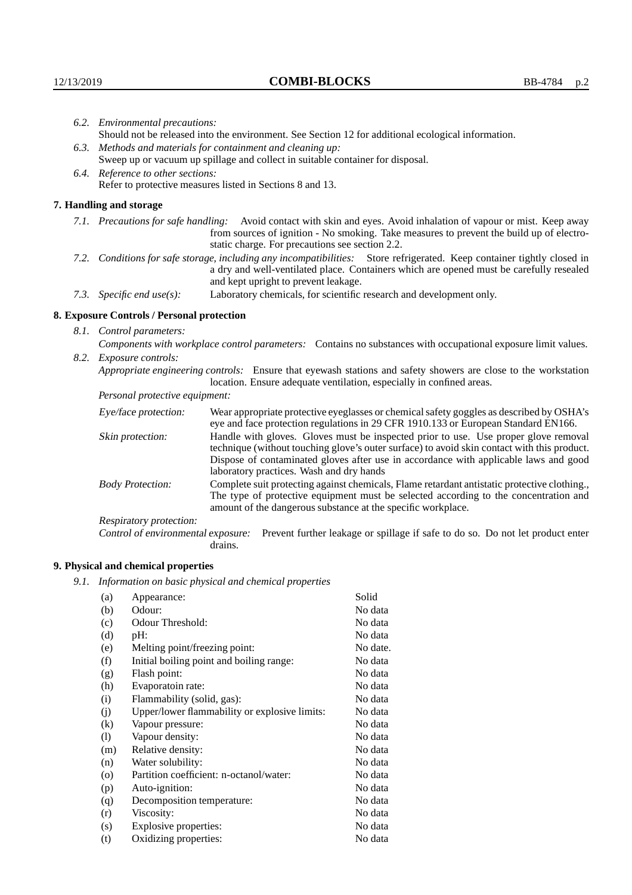*6.2. Environmental precautions:*
Should not be released into the environment. See Section 12 for additional ecological information.

*6.3. Methods and materials for containment and cleaning up:*
Sweep up or vacuum up spillage and collect in suitable container for disposal.

*6.4. Reference to other sections:*
Refer to protective measures listed in Sections 8 and 13.

## 7. Handling and storage

*7.1. Precautions for safe handling:* Avoid contact with skin and eyes. Avoid inhalation of vapour or mist. Keep away from sources of ignition - No smoking. Take measures to prevent the build up of electrostatic charge. For precautions see section 2.2.

*7.2. Conditions for safe storage, including any incompatibilities:* Store refrigerated. Keep container tightly closed in a dry and well-ventilated place. Containers which are opened must be carefully resealed and kept upright to prevent leakage.

*7.3. Specific end use(s):* Laboratory chemicals, for scientific research and development only.

## 8. Exposure Controls / Personal protection

*8.1. Control parameters:*

*Components with workplace control parameters:* Contains no substances with occupational exposure limit values.

*8.2. Exposure controls:*

*Appropriate engineering controls:* Ensure that eyewash stations and safety showers are close to the workstation location. Ensure adequate ventilation, especially in confined areas.

*Personal protective equipment:*

*Eye/face protection:* Wear appropriate protective eyeglasses or chemical safety goggles as described by OSHA's eye and face protection regulations in 29 CFR 1910.133 or European Standard EN166.

*Skin protection:* Handle with gloves. Gloves must be inspected prior to use. Use proper glove removal technique (without touching glove's outer surface) to avoid skin contact with this product. Dispose of contaminated gloves after use in accordance with applicable laws and good laboratory practices. Wash and dry hands

*Body Protection:* Complete suit protecting against chemicals, Flame retardant antistatic protective clothing., The type of protective equipment must be selected according to the concentration and amount of the dangerous substance at the specific workplace.

*Respiratory protection:*

*Control of environmental exposure:* Prevent further leakage or spillage if safe to do so. Do not let product enter drains.

## 9. Physical and chemical properties

*9.1. Information on basic physical and chemical properties*

| | | |
|---|---|---|
| (a) | Appearance: | Solid |
| (b) | Odour: | No data |
| (c) | Odour Threshold: | No data |
| (d) | pH: | No data |
| (e) | Melting point/freezing point: | No date. |
| (f) | Initial boiling point and boiling range: | No data |
| (g) | Flash point: | No data |
| (h) | Evaporatoin rate: | No data |
| (i) | Flammability (solid, gas): | No data |
| (j) | Upper/lower flammability or explosive limits: | No data |
| (k) | Vapour pressure: | No data |
| (l) | Vapour density: | No data |
| (m) | Relative density: | No data |
| (n) | Water solubility: | No data |
| (o) | Partition coefficient: n-octanol/water: | No data |
| (p) | Auto-ignition: | No data |
| (q) | Decomposition temperature: | No data |
| (r) | Viscosity: | No data |
| (s) | Explosive properties: | No data |
| (t) | Oxidizing properties: | No data |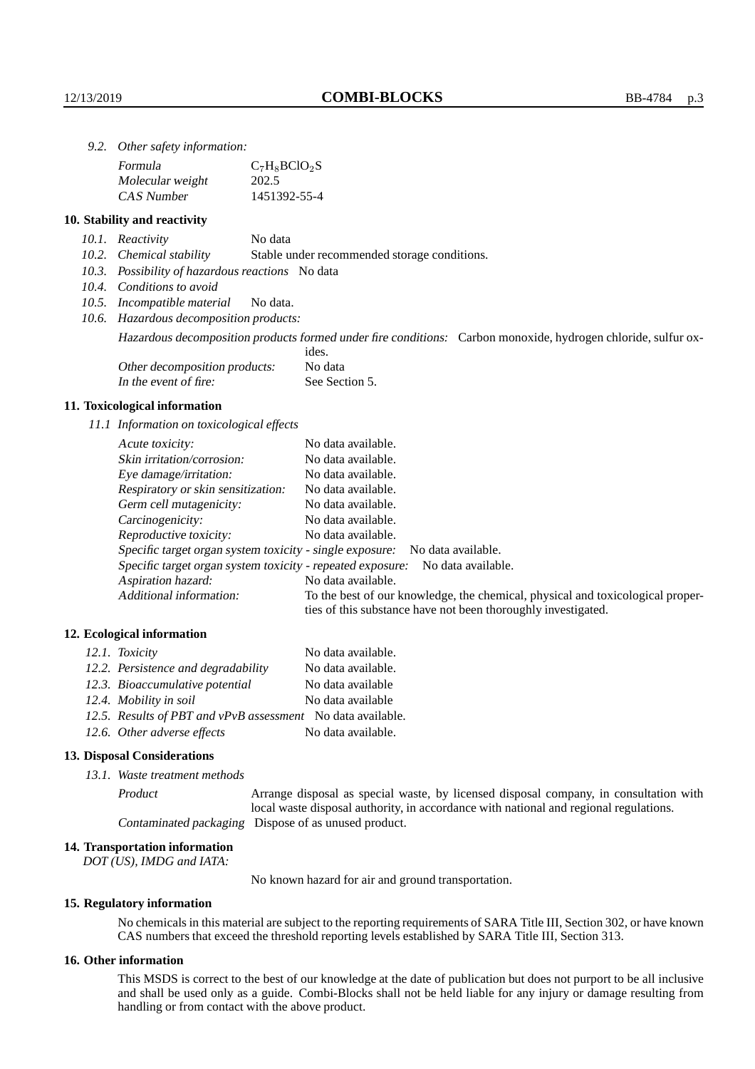*9.2. Other safety information:*

| | |
|---|---|
| *Formula* | $C_7H_8BClO_2S$ |
| *Molecular weight* | 202.5 |
| *CAS Number* | 1451392-55-4 |

## 10. Stability and reactivity

*10.1. Reactivity* No data

*10.2. Chemical stability* Stable under recommended storage conditions.

*10.3. Possibility of hazardous reactions* No data

*10.4. Conditions to avoid*

*10.5. Incompatible material* No data.

*10.6. Hazardous decomposition products:*

*Hazardous decomposition products formed under fire conditions:* Carbon monoxide, hydrogen chloride, sulfur oxides.

| | |
|---|---|
| *Other decomposition products:* | No data |
| *In the event of fire:* | See Section 5. |

## 11. Toxicological information

*11.1 Information on toxicological effects*

| | |
|---|---|
| *Acute toxicity:* | No data available. |
| *Skin irritation/corrosion:* | No data available. |
| *Eye damage/irritation:* | No data available. |
| *Respiratory or skin sensitization:* | No data available. |
| *Germ cell mutagenicity:* | No data available. |
| *Carcinogenicity:* | No data available. |
| *Reproductive toxicity:* | No data available. |
| *Specific target organ system toxicity - single exposure:* | No data available. |
| *Specific target organ system toxicity - repeated exposure:* | No data available. |
| *Aspiration hazard:* | No data available. |
| *Additional information:* | To the best of our knowledge, the chemical, physical and toxicological properties of this substance have not been thoroughly investigated. |

## 12. Ecological information

| | |
|---|---|
| *12.1. Toxicity* | No data available. |
| *12.2. Persistence and degradability* | No data available. |
| *12.3. Bioaccumulative potential* | No data available |
| *12.4. Mobility in soil* | No data available |
| *12.5. Results of PBT and vPvB assessment* | No data available. |
| *12.6. Other adverse effects* | No data available. |

## 13. Disposal Considerations

*13.1. Waste treatment methods*

| | |
|---|---|
| *Product* | Arrange disposal as special waste, by licensed disposal company, in consultation with local waste disposal authority, in accordance with national and regional regulations. |
| *Contaminated packaging* | Dispose of as unused product. |

## 14. Transportation information

*DOT (US), IMDG and IATA:*

No known hazard for air and ground transportation.

## 15. Regulatory information

No chemicals in this material are subject to the reporting requirements of SARA Title III, Section 302, or have known CAS numbers that exceed the threshold reporting levels established by SARA Title III, Section 313.

## 16. Other information

This MSDS is correct to the best of our knowledge at the date of publication but does not purport to be all inclusive and shall be used only as a guide. Combi-Blocks shall not be held liable for any injury or damage resulting from handling or from contact with the above product.